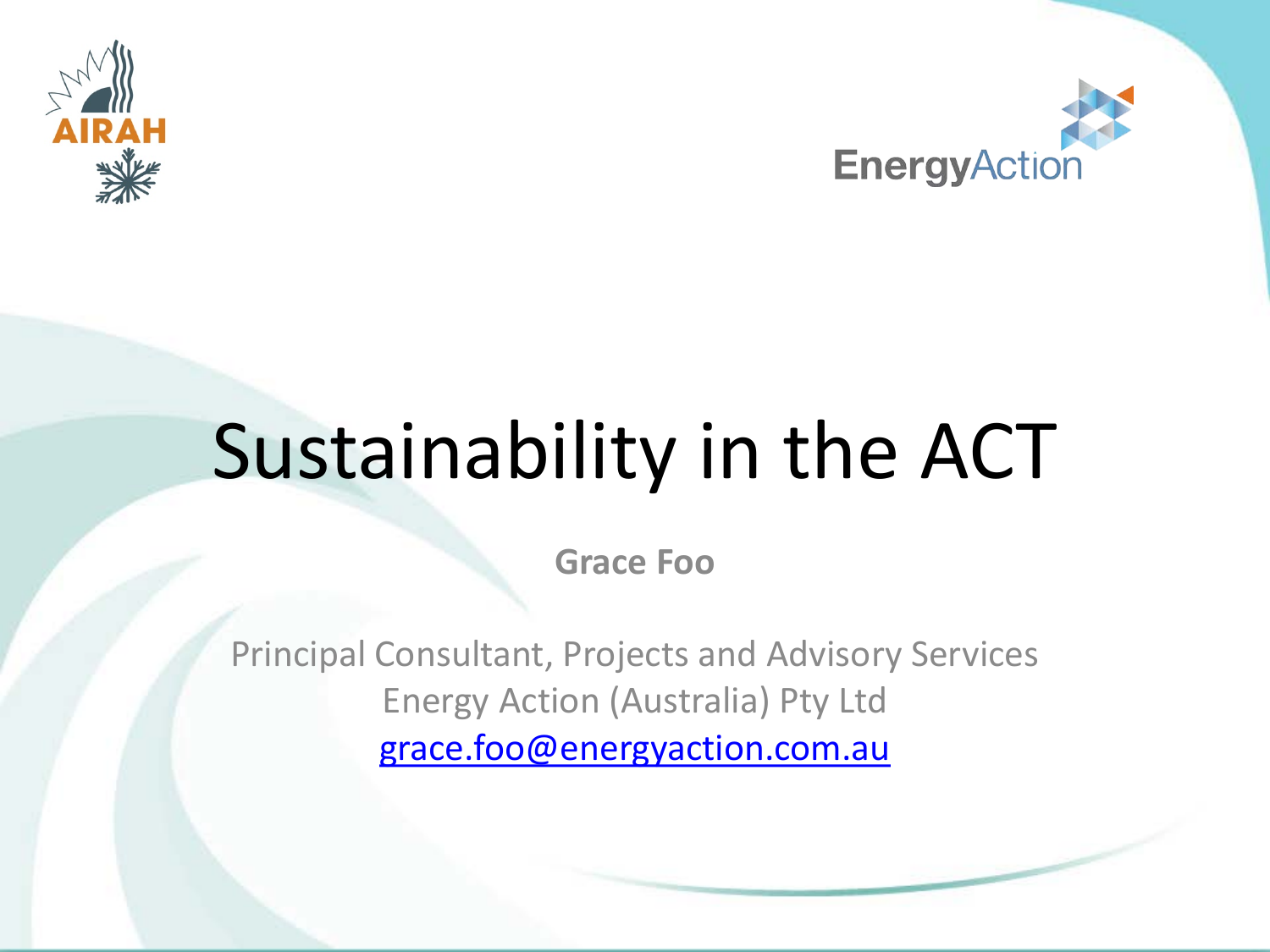# Sustainability in the ACT

**Grace Foo**

Principal Consultant, Projects and Advisory Services
Energy Action (Australia) Pty Ltd
grace.foo@energyaction.com.au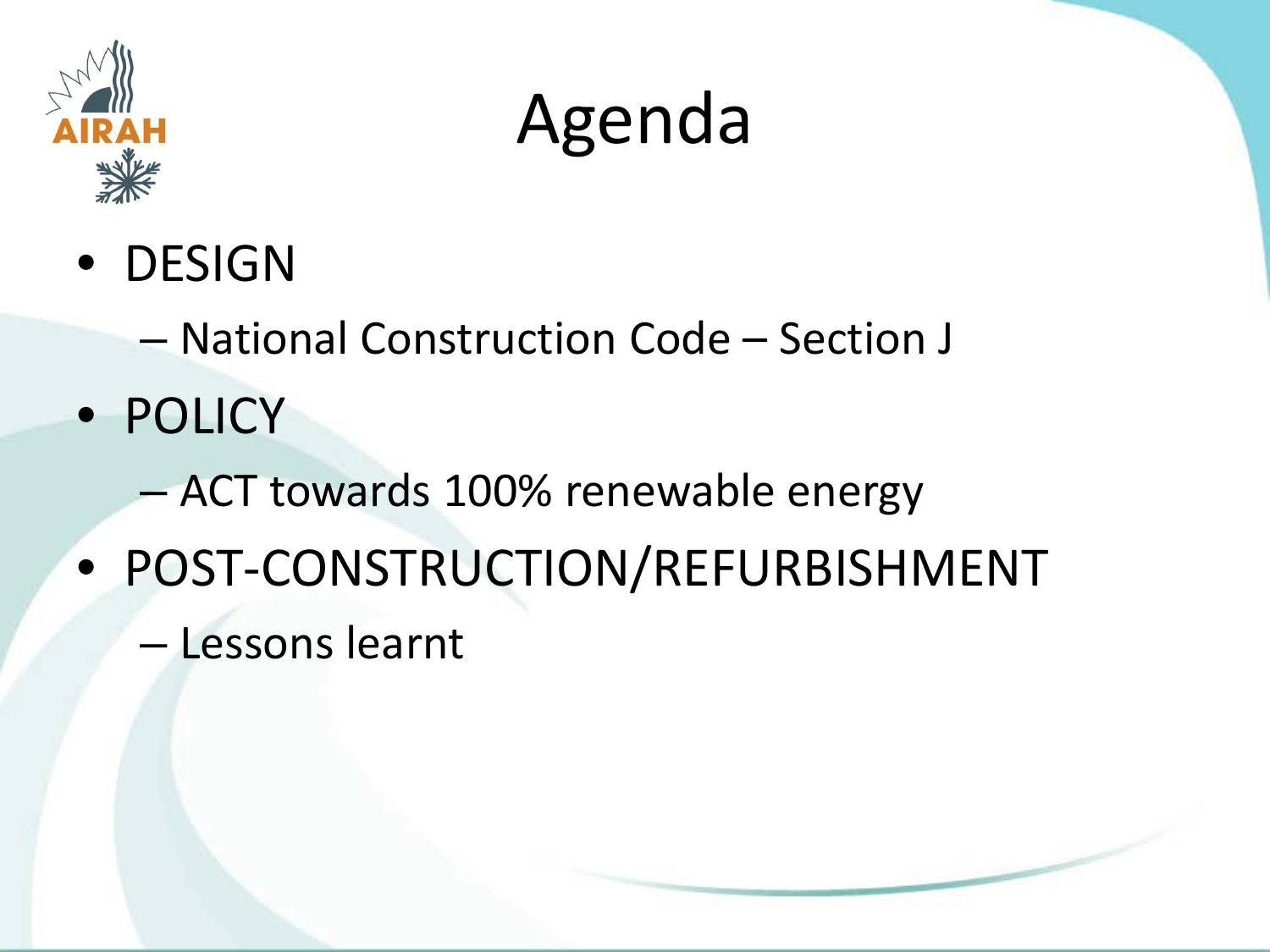# Agenda

- DESIGN
  - National Construction Code – Section J
- POLICY
  - ACT towards 100% renewable energy
- POST-CONSTRUCTION/REFURBISHMENT
  - Lessons learnt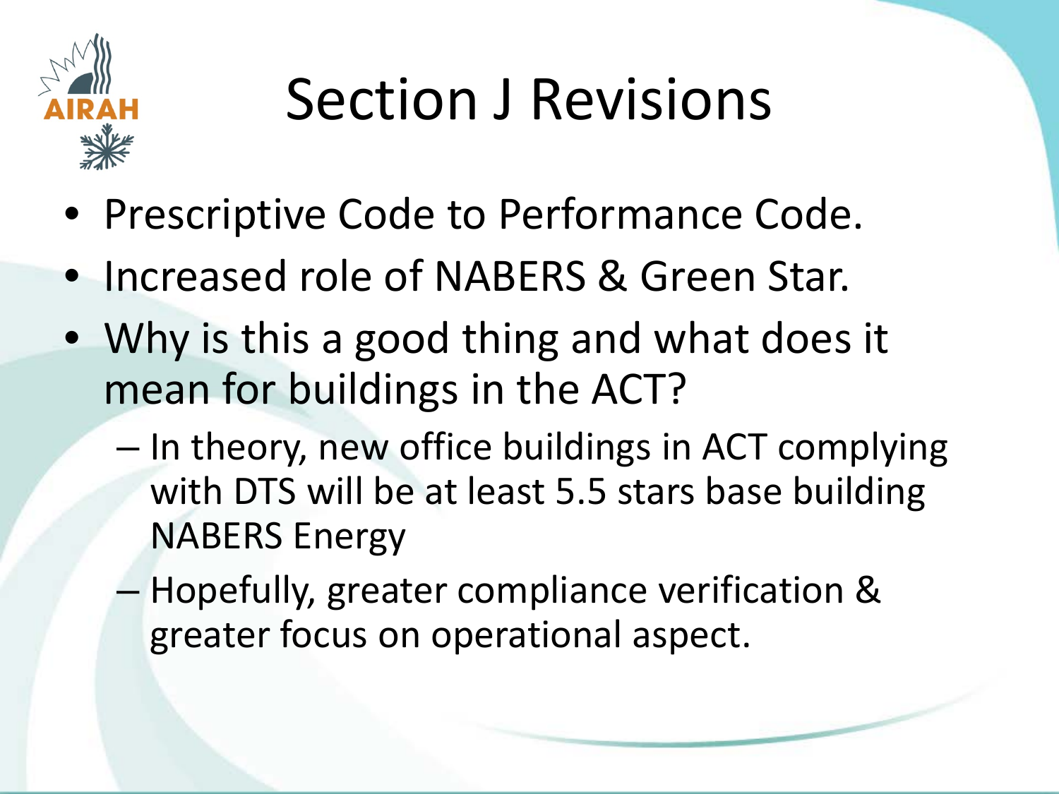# Section J Revisions

- Prescriptive Code to Performance Code.
- Increased role of NABERS & Green Star.
- Why is this a good thing and what does it mean for buildings in the ACT?
  - In theory, new office buildings in ACT complying with DTS will be at least 5.5 stars base building NABERS Energy
  - Hopefully, greater compliance verification & greater focus on operational aspect.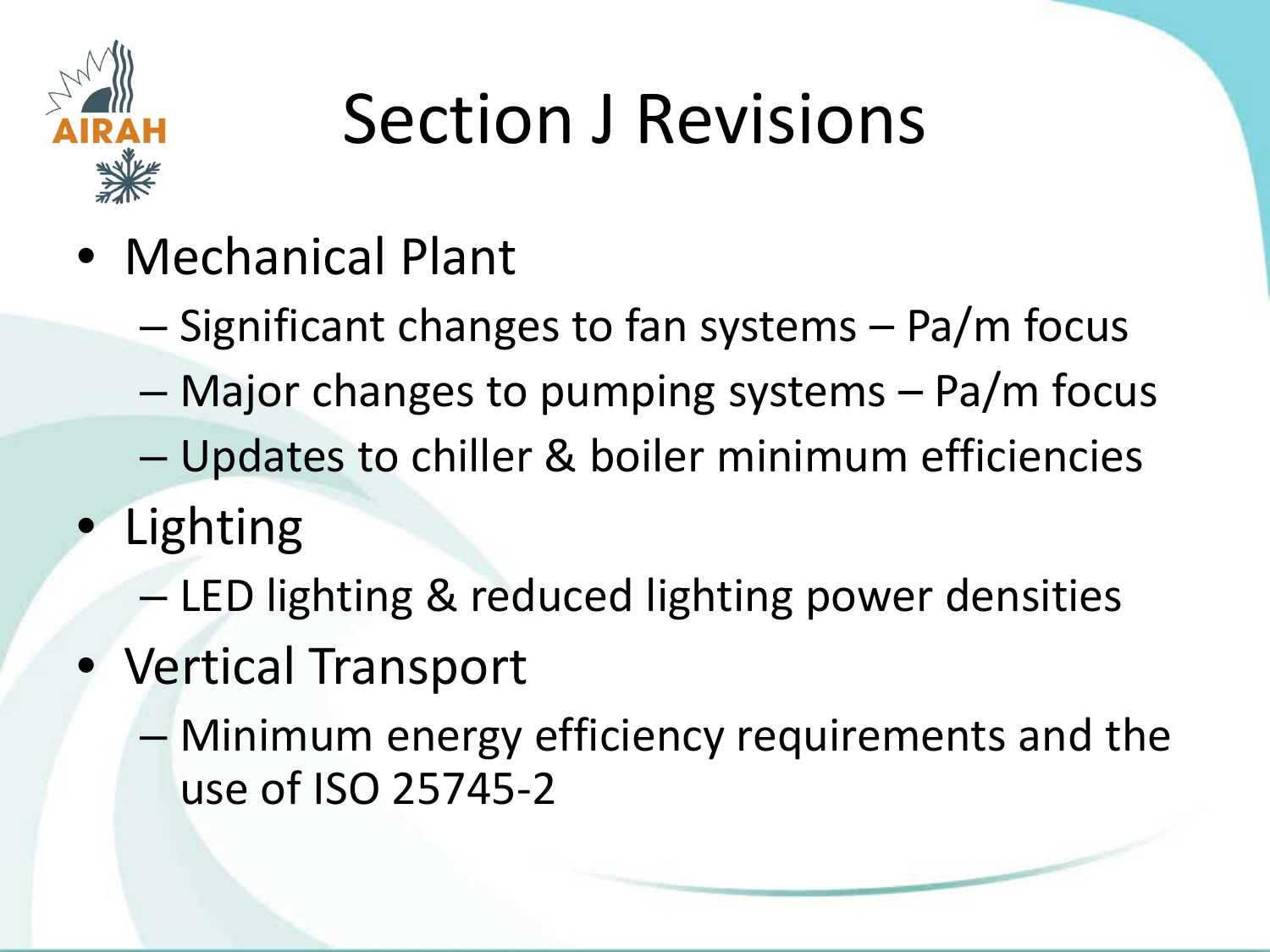# Section J Revisions

- Mechanical Plant
  - Significant changes to fan systems – Pa/m focus
  - Major changes to pumping systems – Pa/m focus
  - Updates to chiller & boiler minimum efficiencies
- Lighting
  - LED lighting & reduced lighting power densities
- Vertical Transport
  - Minimum energy efficiency requirements and the use of ISO 25745-2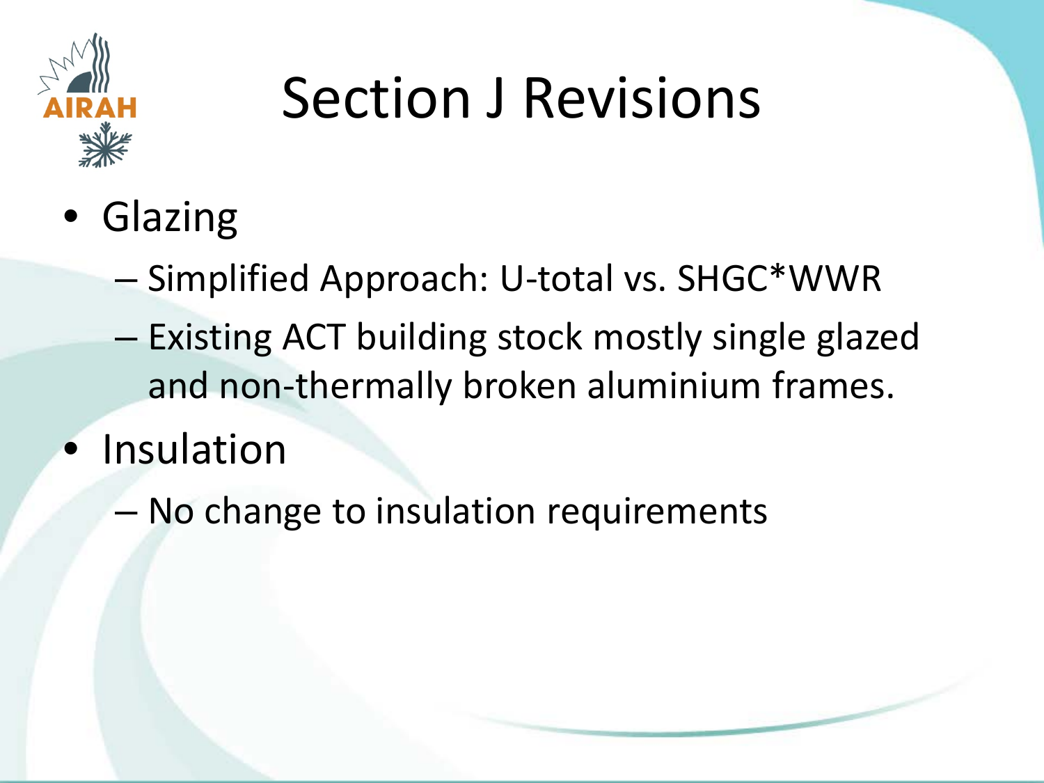# Section J Revisions

- Glazing
  - Simplified Approach: U-total vs. SHGC*WWR
  - Existing ACT building stock mostly single glazed and non-thermally broken aluminium frames.
- Insulation
  - No change to insulation requirements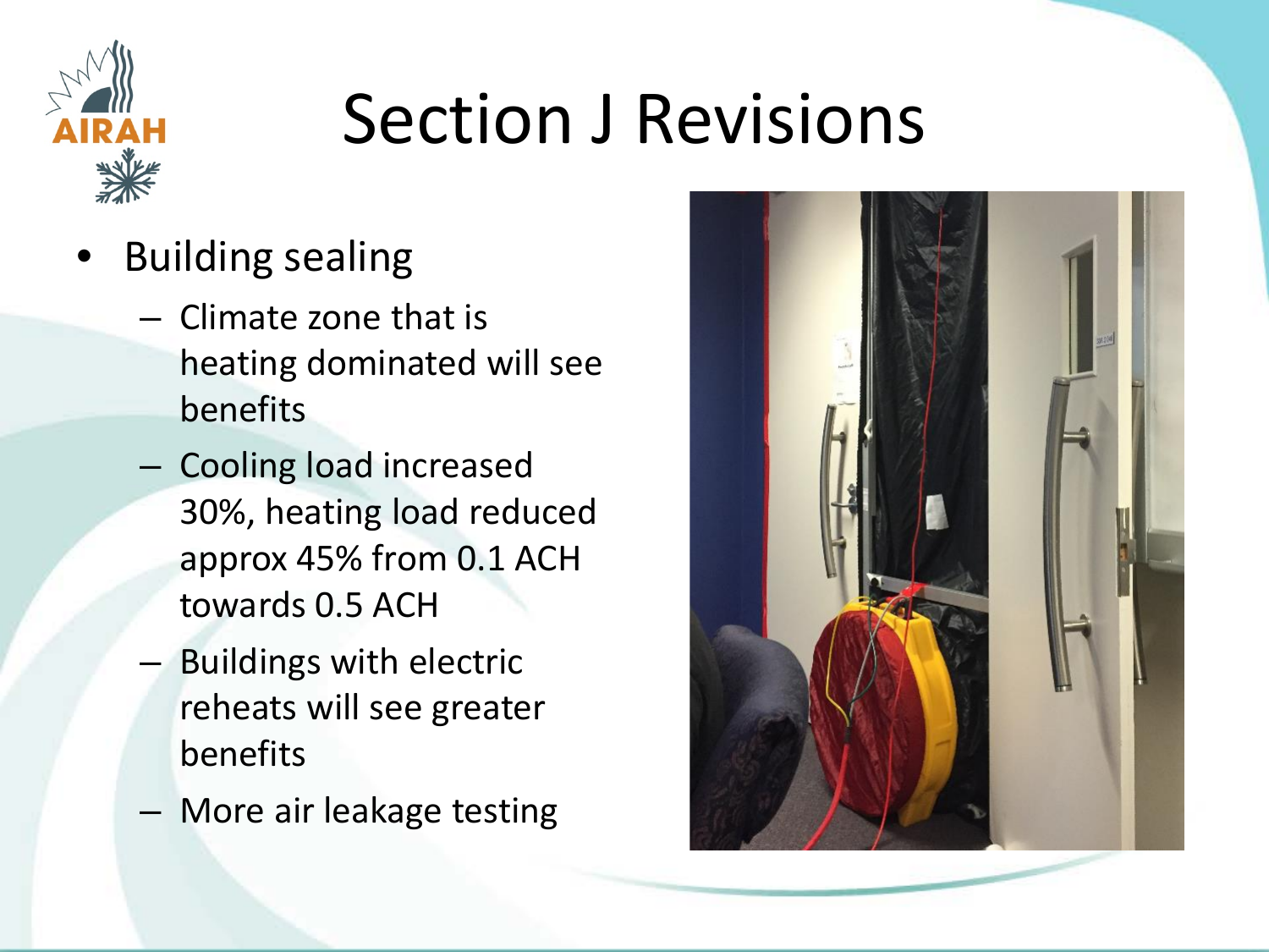# Section J Revisions

- Building sealing
  - Climate zone that is heating dominated will see benefits
  - Cooling load increased 30%, heating load reduced approx 45% from 0.1 ACH towards 0.5 ACH
  - Buildings with electric reheats will see greater benefits
  - More air leakage testing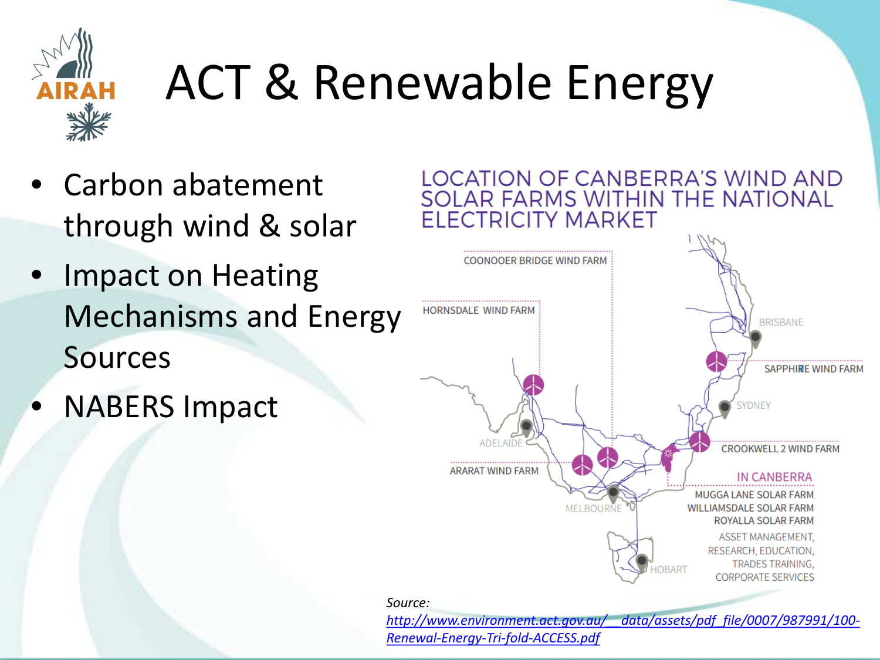# ACT & Renewable Energy

- Carbon abatement through wind & solar
- Impact on Heating Mechanisms and Energy Sources
- NABERS Impact

## LOCATION OF CANBERRA'S WIND AND SOLAR FARMS WITHIN THE NATIONAL ELECTRICITY MARKET

COONOOER BRIDGE WIND FARM

HORNSDALE WIND FARM

BRISBANE

SAPPHIRE WIND FARM

SYDNEY

ADELAIDE

CROOKWELL 2 WIND FARM

ARARAT WIND FARM

IN CANBERRA

MUGGA LANE SOLAR FARM
WILLIAMSDALE SOLAR FARM
ROYALLA SOLAR FARM

MELBOURNE

ASSET MANAGEMENT, RESEARCH, EDUCATION, TRADES TRAINING, CORPORATE SERVICES

HOBART

*Source:*
*http://www.environment.act.gov.au/__data/assets/pdf_file/0007/987991/100-Renewal-Energy-Tri-fold-ACCESS.pdf*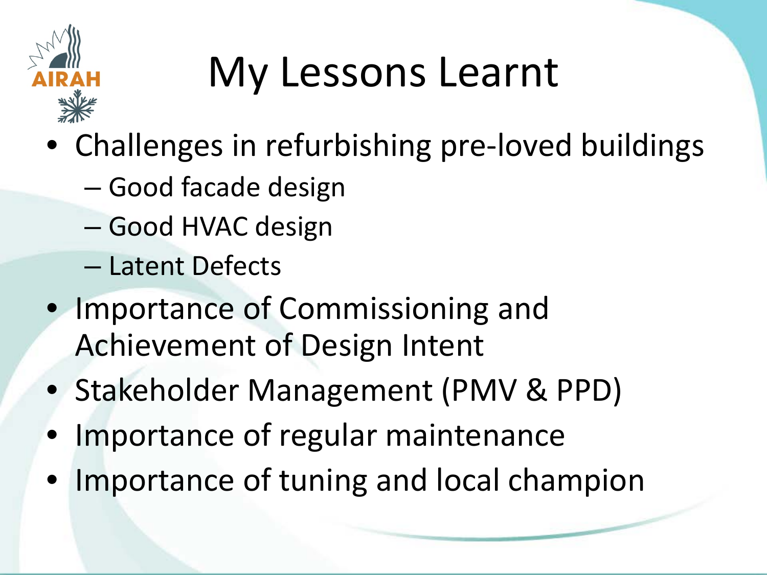# My Lessons Learnt

- Challenges in refurbishing pre-loved buildings
  - Good facade design
  - Good HVAC design
  - Latent Defects
- Importance of Commissioning and Achievement of Design Intent
- Stakeholder Management (PMV & PPD)
- Importance of regular maintenance
- Importance of tuning and local champion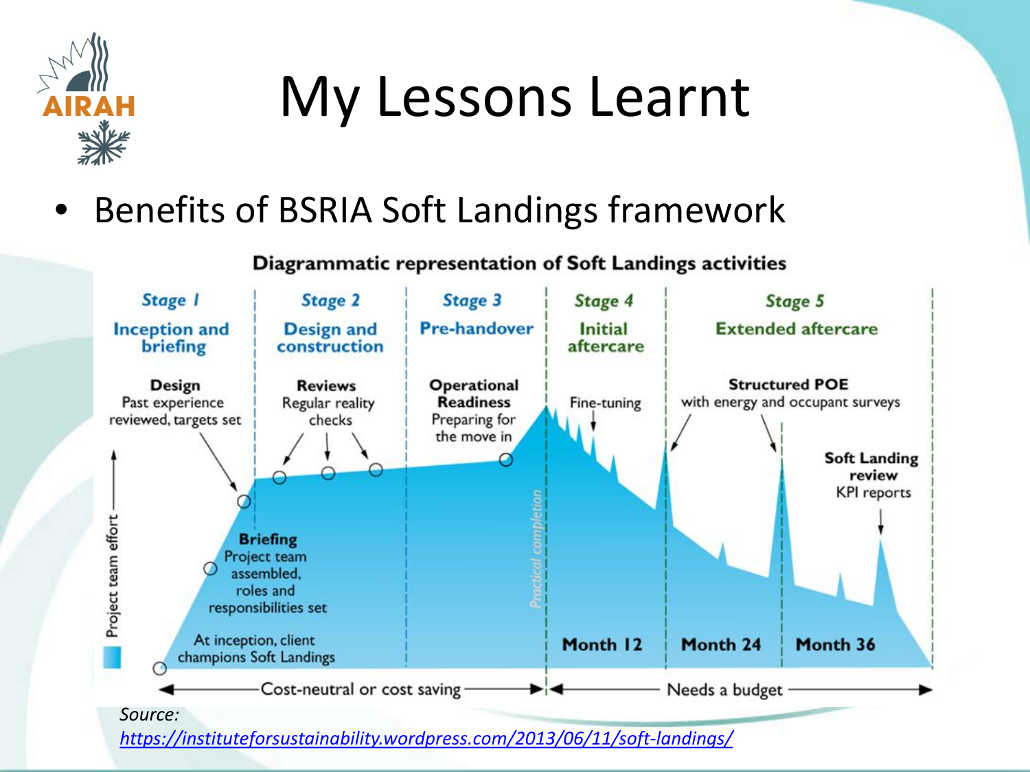# My Lessons Learnt

- Benefits of BSRIA Soft Landings framework

**Diagrammatic representation of Soft Landings activities**

| *Stage 1* | *Stage 2* | *Stage 3* | *Stage 4* | *Stage 5* |
|---|---|---|---|---|
| **Inception and briefing** | **Design and construction** | **Pre-handover** | **Initial aftercare** | **Extended aftercare** |

**Design** Past experience reviewed, targets set

**Reviews** Regular reality checks

**Operational Readiness** Preparing for the move in

Fine-tuning

**Structured POE** with energy and occupant surveys

**Soft Landing review** KPI reports

**Briefing** Project team assembled, roles and responsibilities set

At inception, client champions Soft Landings

*Practical completion*

Project team effort

**Month 12** **Month 24** **Month 36**

Cost-neutral or cost saving | Needs a budget

*Source:* *https://instituteforsustainability.wordpress.com/2013/06/11/soft-landings/*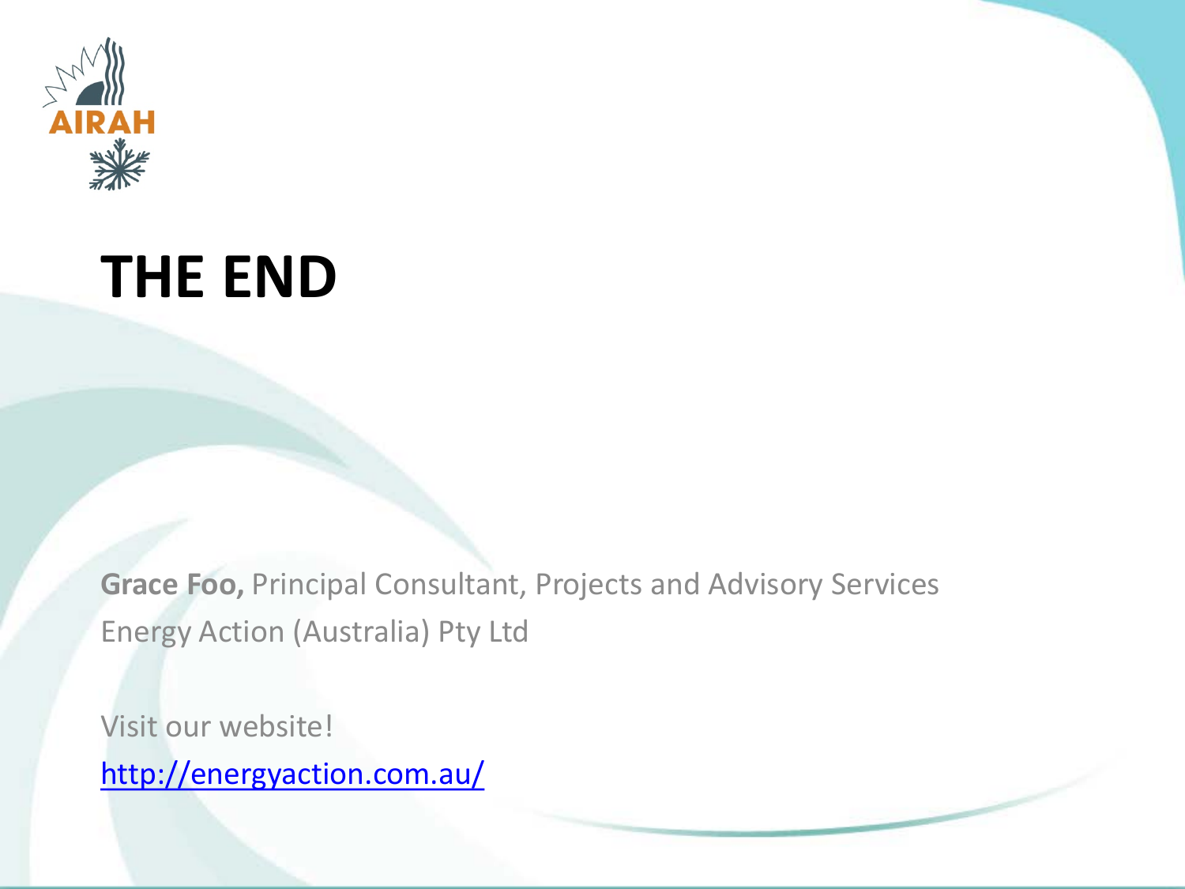# THE END

**Grace Foo,** Principal Consultant, Projects and Advisory Services
Energy Action (Australia) Pty Ltd

Visit our website!
http://energyaction.com.au/